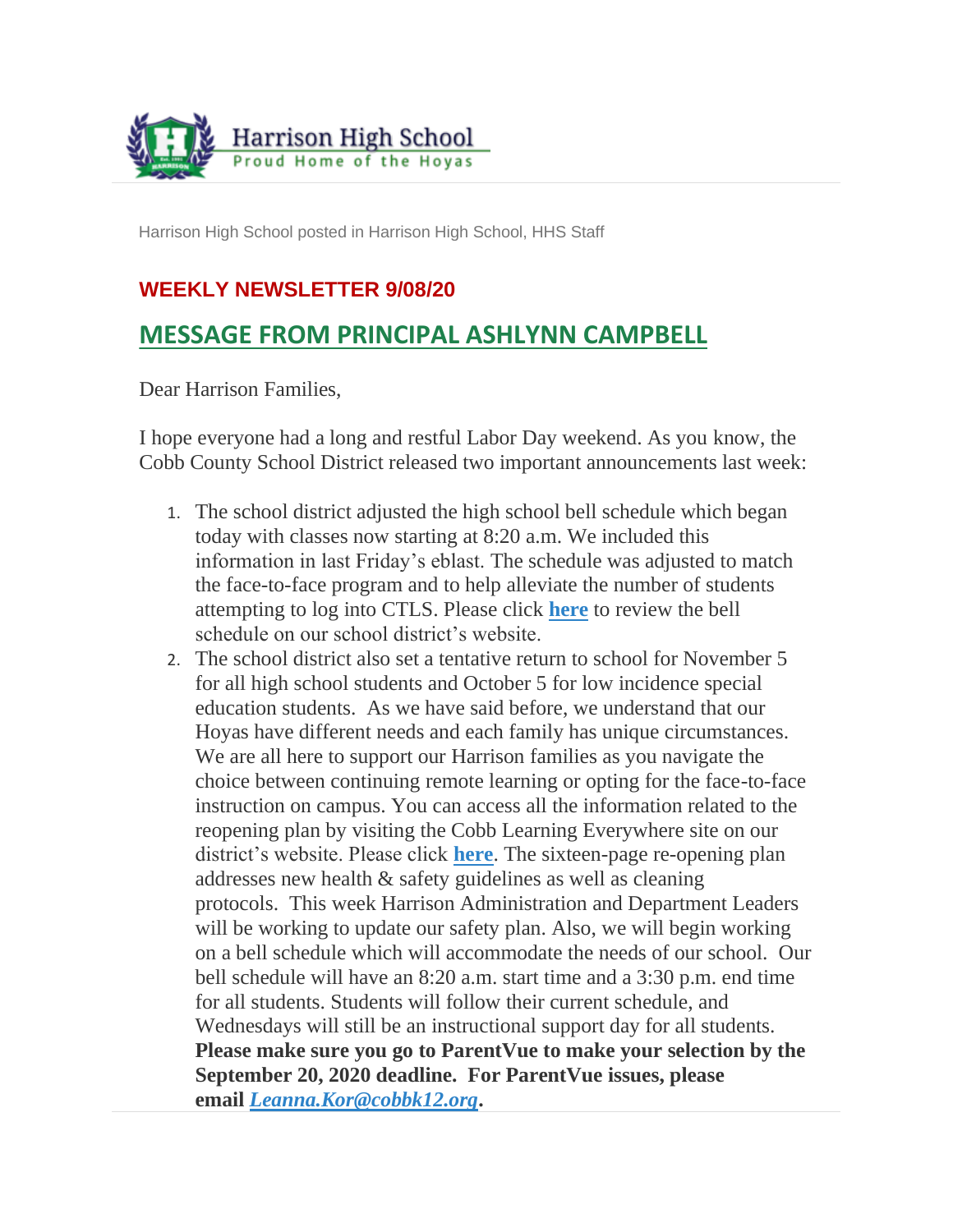Harrison High School
Proud Home of the Hoyas

Harrison High School posted in Harrison High School, HHS Staff

## WEEKLY NEWSLETTER 9/08/20

## MESSAGE FROM PRINCIPAL ASHLYNN CAMPBELL

Dear Harrison Families,

I hope everyone had a long and restful Labor Day weekend. As you know, the Cobb County School District released two important announcements last week:

1. The school district adjusted the high school bell schedule which began today with classes now starting at 8:20 a.m. We included this information in last Friday's eblast. The schedule was adjusted to match the face-to-face program and to help alleviate the number of students attempting to log into CTLS. Please click **here** to review the bell schedule on our school district's website.
2. The school district also set a tentative return to school for November 5 for all high school students and October 5 for low incidence special education students. As we have said before, we understand that our Hoyas have different needs and each family has unique circumstances. We are all here to support our Harrison families as you navigate the choice between continuing remote learning or opting for the face-to-face instruction on campus. You can access all the information related to the reopening plan by visiting the Cobb Learning Everywhere site on our district's website. Please click **here**. The sixteen-page re-opening plan addresses new health & safety guidelines as well as cleaning protocols. This week Harrison Administration and Department Leaders will be working to update our safety plan. Also, we will begin working on a bell schedule which will accommodate the needs of our school. Our bell schedule will have an 8:20 a.m. start time and a 3:30 p.m. end time for all students. Students will follow their current schedule, and Wednesdays will still be an instructional support day for all students. **Please make sure you go to ParentVue to make your selection by the September 20, 2020 deadline. For ParentVue issues, please email *Leanna.Kor@cobbk12.org*.**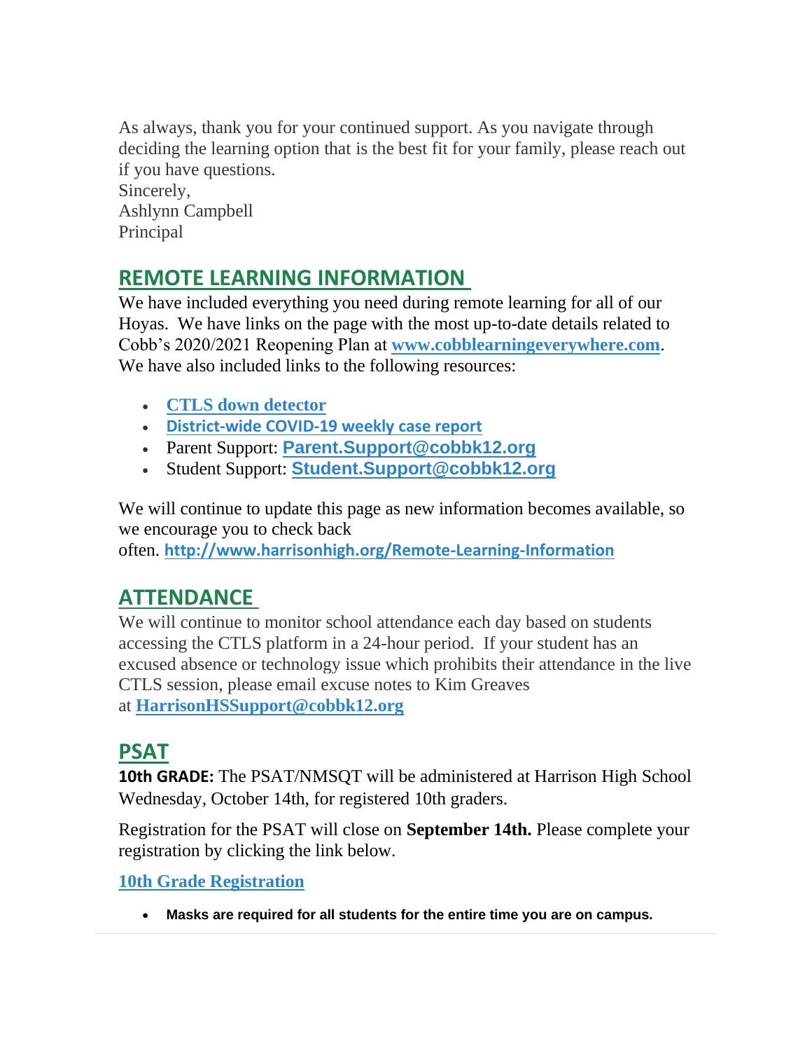As always, thank you for your continued support. As you navigate through deciding the learning option that is the best fit for your family, please reach out if you have questions.
Sincerely,
Ashlynn Campbell
Principal

## REMOTE LEARNING INFORMATION

We have included everything you need during remote learning for all of our Hoyas. We have links on the page with the most up-to-date details related to Cobb's 2020/2021 Reopening Plan at **www.cobblearningeverywhere.com**. We have also included links to the following resources:

- **CTLS down detector**
- **District-wide COVID-19 weekly case report**
- Parent Support: **Parent.Support@cobbk12.org**
- Student Support: **Student.Support@cobbk12.org**

We will continue to update this page as new information becomes available, so we encourage you to check back often. **http://www.harrisonhigh.org/Remote-Learning-Information**

## ATTENDANCE

We will continue to monitor school attendance each day based on students accessing the CTLS platform in a 24-hour period. If your student has an excused absence or technology issue which prohibits their attendance in the live CTLS session, please email excuse notes to Kim Greaves at **HarrisonHSSupport@cobbk12.org**

## PSAT

**10th GRADE:** The PSAT/NMSQT will be administered at Harrison High School Wednesday, October 14th, for registered 10th graders.

Registration for the PSAT will close on **September 14th.** Please complete your registration by clicking the link below.

**10th Grade Registration**

- **Masks are required for all students for the entire time you are on campus.**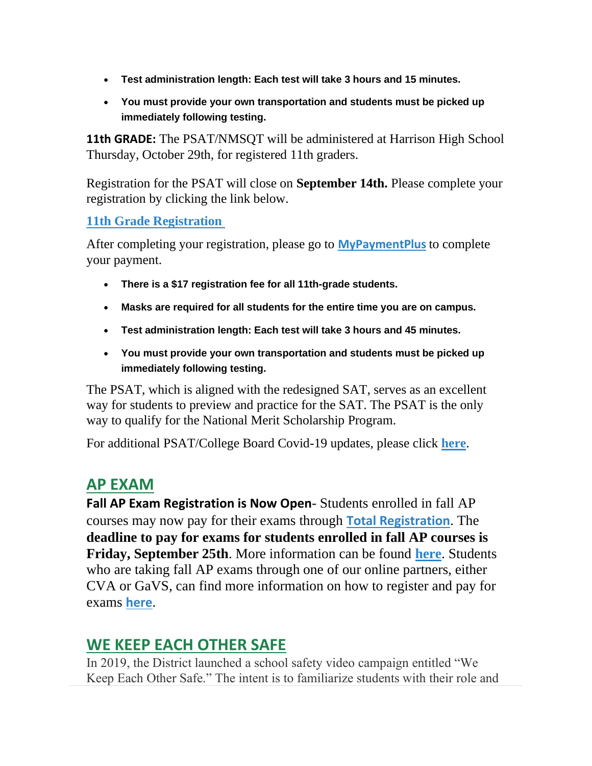- **Test administration length: Each test will take 3 hours and 15 minutes.**
- **You must provide your own transportation and students must be picked up immediately following testing.**

**11th GRADE:** The PSAT/NMSQT will be administered at Harrison High School Thursday, October 29th, for registered 11th graders.

Registration for the PSAT will close on **September 14th.** Please complete your registration by clicking the link below.

**11th Grade Registration**

After completing your registration, please go to **MyPaymentPlus** to complete your payment.

- **There is a $17 registration fee for all 11th-grade students.**
- **Masks are required for all students for the entire time you are on campus.**
- **Test administration length: Each test will take 3 hours and 45 minutes.**
- **You must provide your own transportation and students must be picked up immediately following testing.**

The PSAT, which is aligned with the redesigned SAT, serves as an excellent way for students to preview and practice for the SAT. The PSAT is the only way to qualify for the National Merit Scholarship Program.

For additional PSAT/College Board Covid-19 updates, please click **here**.

## AP EXAM

**Fall AP Exam Registration is Now Open**- Students enrolled in fall AP courses may now pay for their exams through **Total Registration**. The **deadline to pay for exams for students enrolled in fall AP courses is Friday, September 25th**. More information can be found **here**. Students who are taking fall AP exams through one of our online partners, either CVA or GaVS, can find more information on how to register and pay for exams **here**.

## WE KEEP EACH OTHER SAFE

In 2019, the District launched a school safety video campaign entitled "We Keep Each Other Safe." The intent is to familiarize students with their role and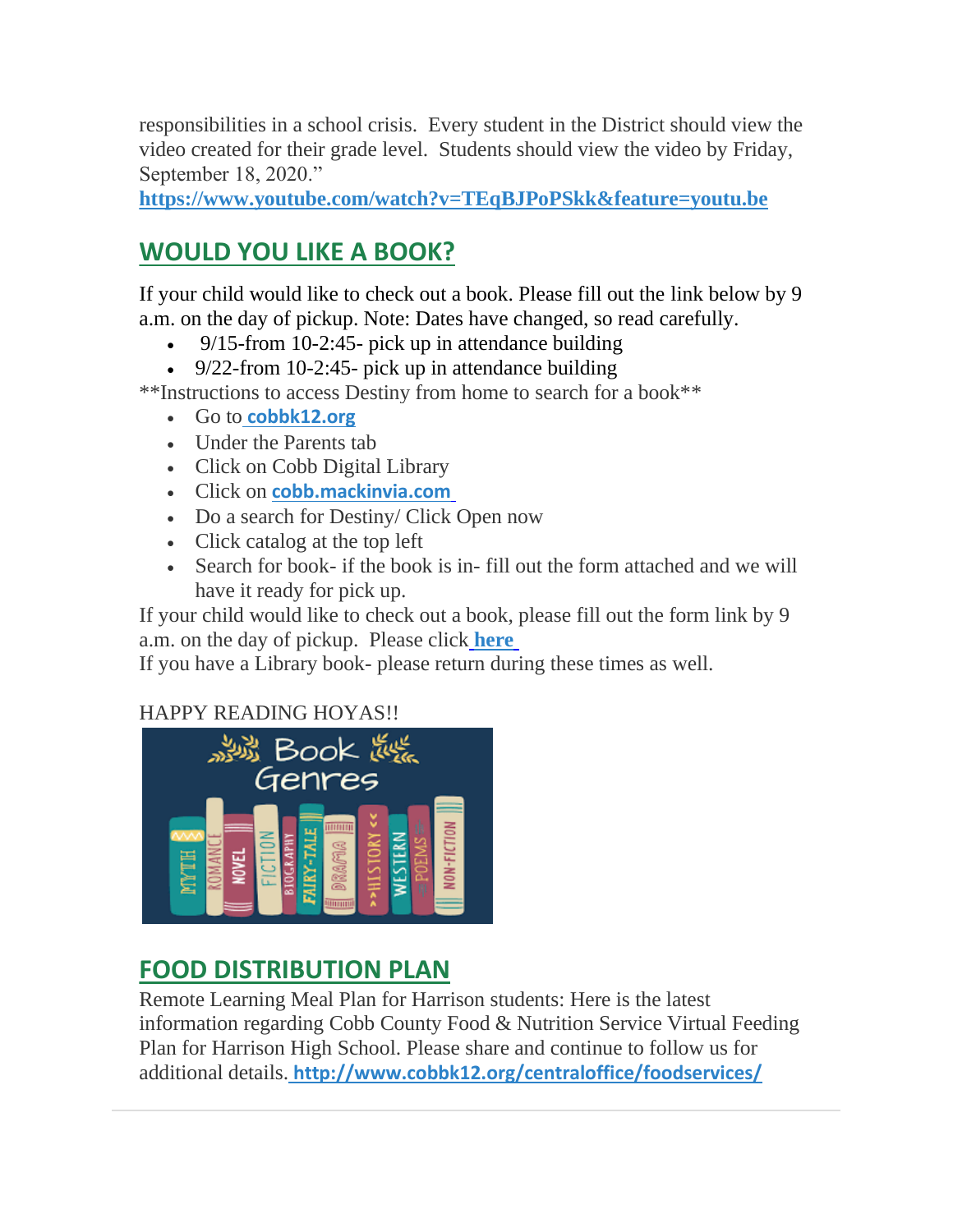responsibilities in a school crisis. Every student in the District should view the video created for their grade level. Students should view the video by Friday, September 18, 2020."
**https://www.youtube.com/watch?v=TEqBJPoPSkk&feature=youtu.be**

## WOULD YOU LIKE A BOOK?

If your child would like to check out a book. Please fill out the link below by 9 a.m. on the day of pickup. Note: Dates have changed, so read carefully.

- 9/15-from 10-2:45- pick up in attendance building
- 9/22-from 10-2:45- pick up in attendance building

**Instructions to access Destiny from home to search for a book**

- Go to **cobbk12.org**
- Under the Parents tab
- Click on Cobb Digital Library
- Click on **cobb.mackinvia.com**
- Do a search for Destiny/ Click Open now
- Click catalog at the top left
- Search for book- if the book is in- fill out the form attached and we will have it ready for pick up.

If your child would like to check out a book, please fill out the form link by 9 a.m. on the day of pickup. Please click **here**
If you have a Library book- please return during these times as well.

HAPPY READING HOYAS!!

## FOOD DISTRIBUTION PLAN

Remote Learning Meal Plan for Harrison students: Here is the latest information regarding Cobb County Food & Nutrition Service Virtual Feeding Plan for Harrison High School. Please share and continue to follow us for additional details. **http://www.cobbk12.org/centraloffice/foodservices/**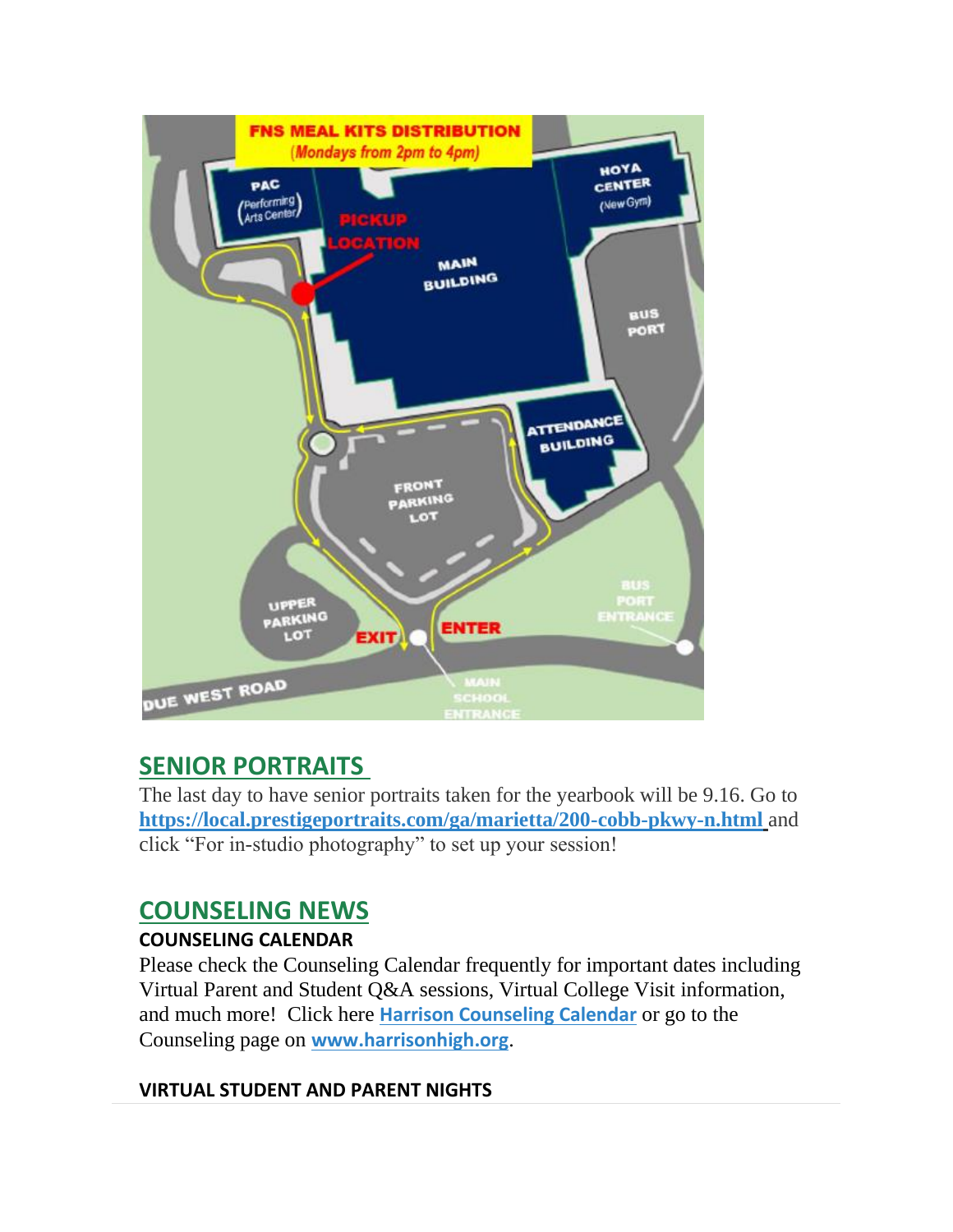## FNS MEAL KITS DISTRIBUTION

(Mondays from 2pm to 4pm)

PAC (Performing Arts Center) | PICKUP LOCATION | MAIN BUILDING | HOYA CENTER (New Gym) | BUS PORT | ATTENDANCE BUILDING | FRONT PARKING LOT | UPPER PARKING LOT | EXIT | ENTER | BUS PORT ENTRANCE | MAIN SCHOOL ENTRANCE | DUE WEST ROAD

## SENIOR PORTRAITS

The last day to have senior portraits taken for the yearbook will be 9.16. Go to **https://local.prestigeportraits.com/ga/marietta/200-cobb-pkwy-n.html** and click "For in-studio photography" to set up your session!

## COUNSELING NEWS

### COUNSELING CALENDAR

Please check the Counseling Calendar frequently for important dates including Virtual Parent and Student Q&A sessions, Virtual College Visit information, and much more! Click here **Harrison Counseling Calendar** or go to the Counseling page on **www.harrisonhigh.org**.

### VIRTUAL STUDENT AND PARENT NIGHTS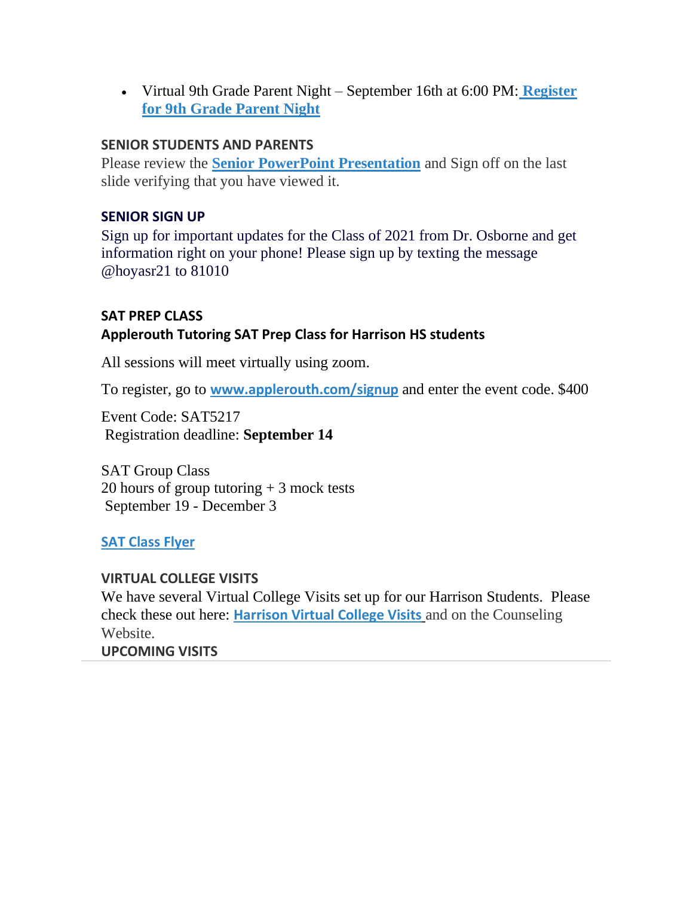- Virtual 9th Grade Parent Night – September 16th at 6:00 PM: **Register for 9th Grade Parent Night**

**SENIOR STUDENTS AND PARENTS**

Please review the **Senior PowerPoint Presentation** and Sign off on the last slide verifying that you have viewed it.

**SENIOR SIGN UP**

Sign up for important updates for the Class of 2021 from Dr. Osborne and get information right on your phone! Please sign up by texting the message @hoyasr21 to 81010

**SAT PREP CLASS**

**Applerouth Tutoring SAT Prep Class for Harrison HS students**

All sessions will meet virtually using zoom.

To register, go to **www.applerouth.com/signup** and enter the event code. $400

Event Code: SAT5217
Registration deadline: **September 14**

SAT Group Class
20 hours of group tutoring + 3 mock tests
September 19 - December 3

**SAT Class Flyer**

**VIRTUAL COLLEGE VISITS**

We have several Virtual College Visits set up for our Harrison Students. Please check these out here: **Harrison Virtual College Visits** and on the Counseling Website.

**UPCOMING VISITS**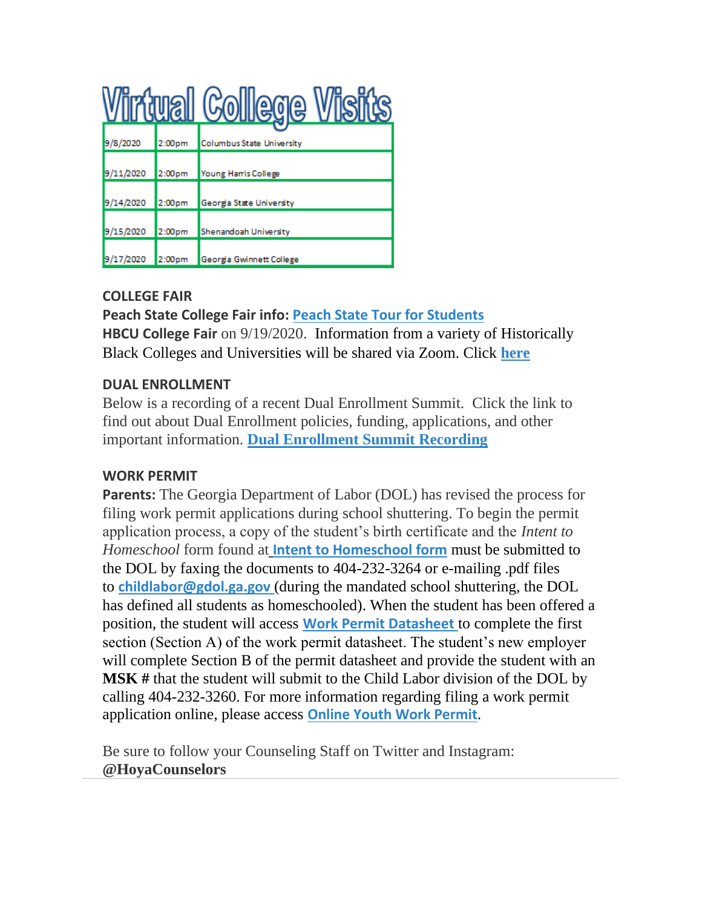# Virtual College Visits

| | | |
|---|---|---|
| 9/8/2020 | 2:00pm | Columbus State University |
| 9/11/2020 | 2:00pm | Young Harris College |
| 9/14/2020 | 2:00pm | Georgia State University |
| 9/15/2020 | 2:00pm | Shenandoah University |
| 9/17/2020 | 2:00pm | Georgia Gwinnett College |

## COLLEGE FAIR

**Peach State College Fair info:** **Peach State Tour for Students**

**HBCU College Fair** on 9/19/2020. Information from a variety of Historically Black Colleges and Universities will be shared via Zoom. Click **here**

## DUAL ENROLLMENT

Below is a recording of a recent Dual Enrollment Summit. Click the link to find out about Dual Enrollment policies, funding, applications, and other important information. **Dual Enrollment Summit Recording**

## WORK PERMIT

**Parents:** The Georgia Department of Labor (DOL) has revised the process for filing work permit applications during school shuttering. To begin the permit application process, a copy of the student's birth certificate and the *Intent to Homeschool* form found at **Intent to Homeschool form** must be submitted to the DOL by faxing the documents to 404-232-3264 or e-mailing .pdf files to **childlabor@gdol.ga.gov** (during the mandated school shuttering, the DOL has defined all students as homeschooled). When the student has been offered a position, the student will access **Work Permit Datasheet** to complete the first section (Section A) of the work permit datasheet. The student's new employer will complete Section B of the permit datasheet and provide the student with an **MSK #** that the student will submit to the Child Labor division of the DOL by calling 404-232-3260. For more information regarding filing a work permit application online, please access **Online Youth Work Permit**.

Be sure to follow your Counseling Staff on Twitter and Instagram: **@HoyaCounselors**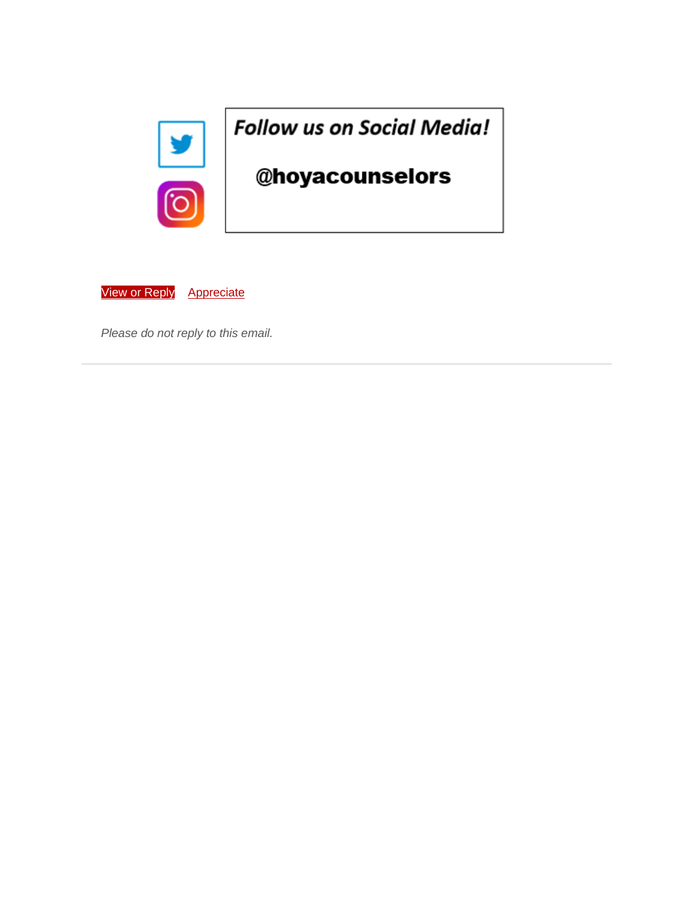Follow us on Social Media!

@hoyacounselors

View or Reply Appreciate

*Please do not reply to this email.*

---